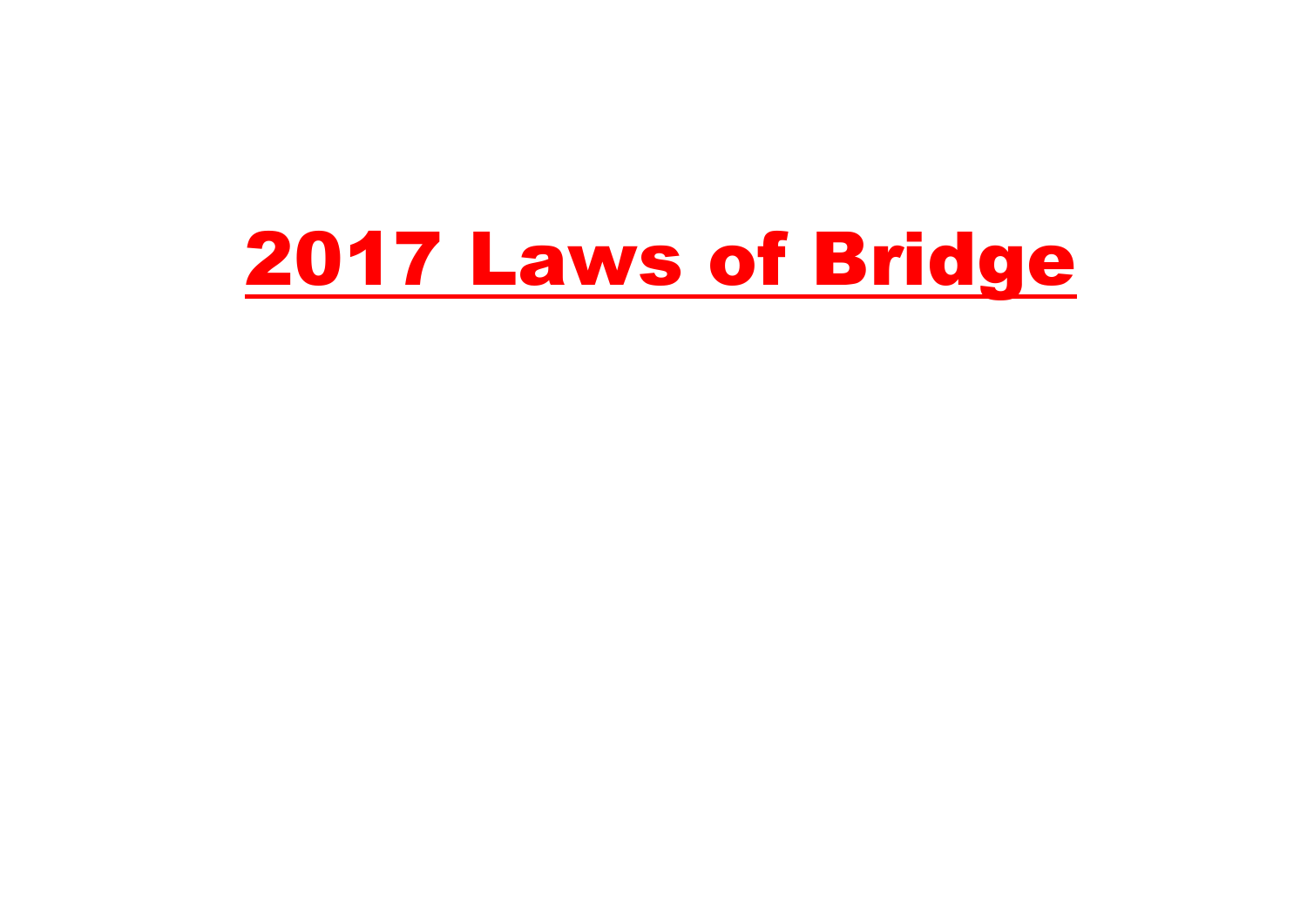# 2017 Laws of Bridge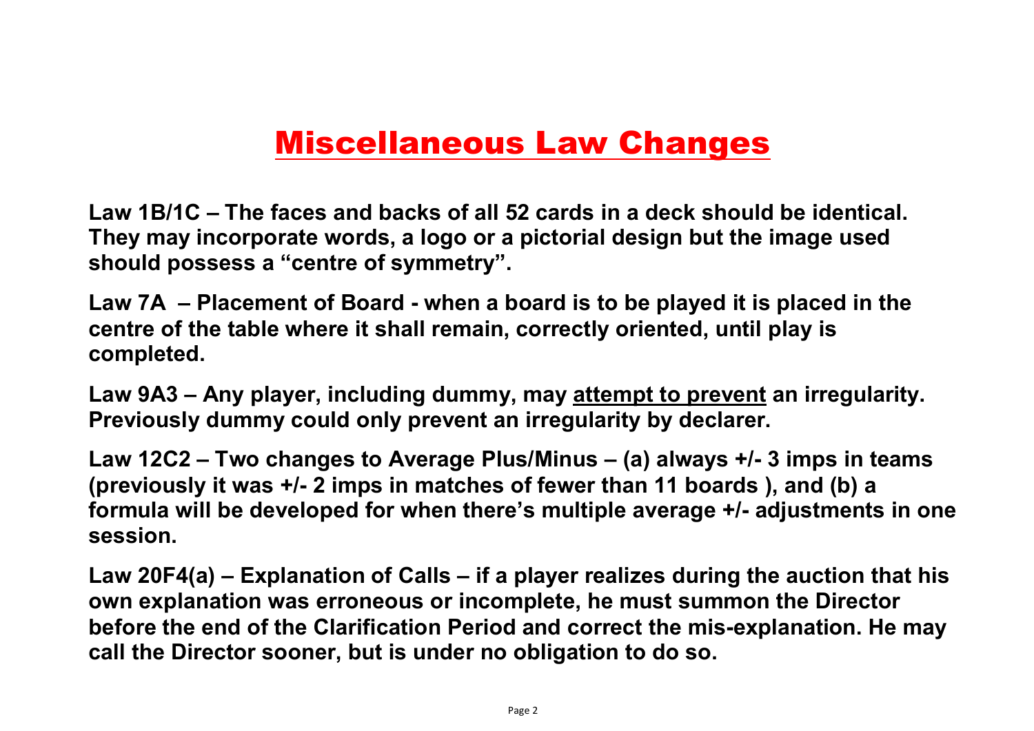# Miscellaneous Law Changes

**Law 1B/1C – The faces and backs of all 52 cards in a deck should be identical. They may incorporate words, a logo or a pictorial design but the image used should possess a "centre of symmetry".**

**Law 7A – Placement of Board - when a board is to be played it is placed in the centre of the table where it shall remain, correctly oriented, until play is completed.**

**Law 9A3 – Any player, including dummy, may <u>attempt to prevent</u> an irregularity. Previously dummy could only prevent an irregularity by declarer.**

**Law 12C2 – Two changes to Average Plus/Minus – (a) always +/- 3 imps in teams (previously it was +/- 2 imps in matches of fewer than 11 boards ), and (b) a formula will be developed for when there's multiple average +/- adjustments in one session.**

**Law 20F4(a) – Explanation of Calls – if a player realizes during the auction that his own explanation was erroneous or incomplete, he must summon the Director before the end of the Clarification Period and correct the mis-explanation. He may call the Director sooner, but is under no obligation to do so.**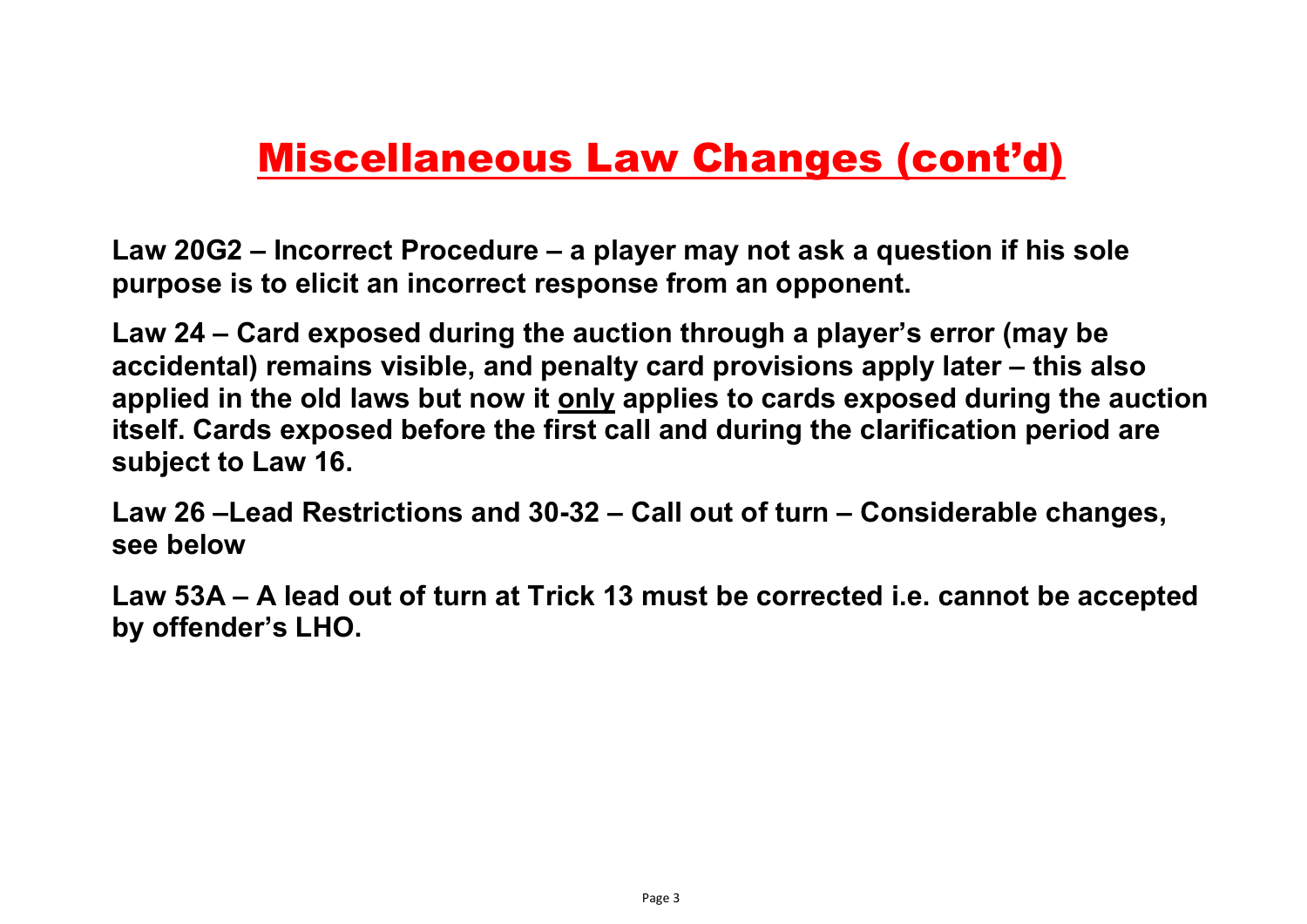# Miscellaneous Law Changes (cont'd)

**Law 20G2 – Incorrect Procedure – a player may not ask a question if his sole purpose is to elicit an incorrect response from an opponent.**

**Law 24 – Card exposed during the auction through a player's error (may be accidental) remains visible, and penalty card provisions apply later – this also applied in the old laws but now it <u>only</u> applies to cards exposed during the auction itself. Cards exposed before the first call and during the clarification period are subject to Law 16.**

**Law 26 –Lead Restrictions and 30-32 – Call out of turn – Considerable changes, see below**

**Law 53A – A lead out of turn at Trick 13 must be corrected i.e. cannot be accepted by offender's LHO.**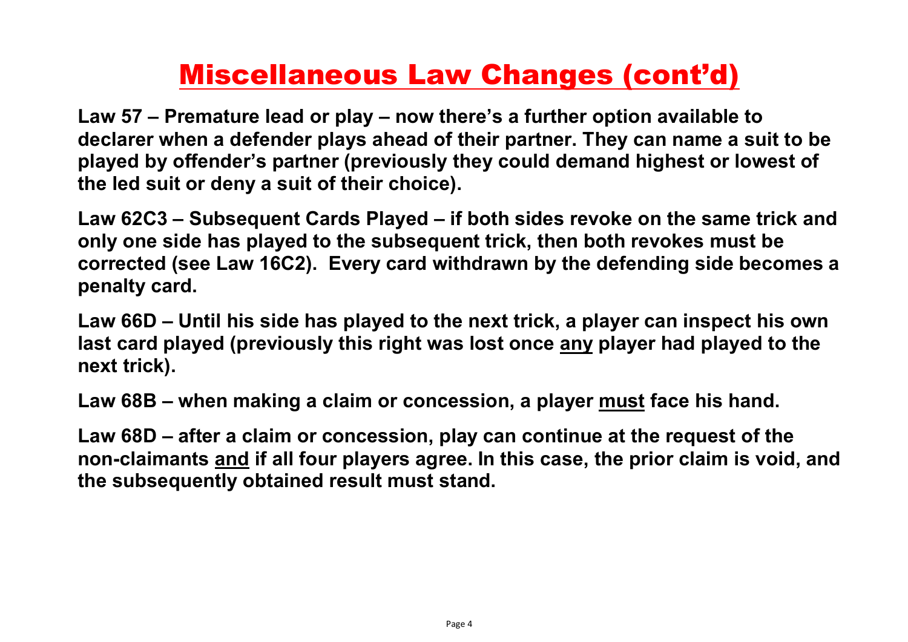# Miscellaneous Law Changes (cont'd)

**Law 57 – Premature lead or play – now there's a further option available to declarer when a defender plays ahead of their partner. They can name a suit to be played by offender's partner (previously they could demand highest or lowest of the led suit or deny a suit of their choice).**

**Law 62C3 – Subsequent Cards Played – if both sides revoke on the same trick and only one side has played to the subsequent trick, then both revokes must be corrected (see Law 16C2). Every card withdrawn by the defending side becomes a penalty card.**

**Law 66D – Until his side has played to the next trick, a player can inspect his own last card played (previously this right was lost once <u>any</u> player had played to the next trick).**

**Law 68B – when making a claim or concession, a player <u>must</u> face his hand.**

**Law 68D – after a claim or concession, play can continue at the request of the non-claimants <u>and</u> if all four players agree. In this case, the prior claim is void, and the subsequently obtained result must stand.**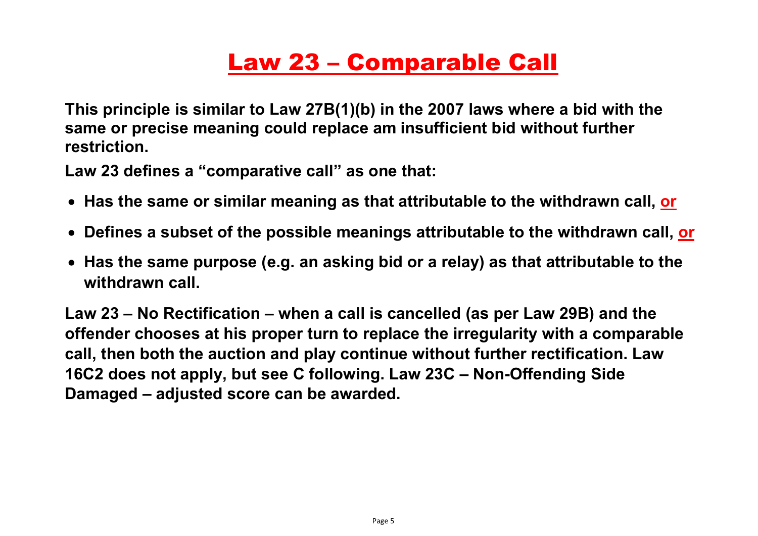# Law 23 – Comparable Call

**This principle is similar to Law 27B(1)(b) in the 2007 laws where a bid with the same or precise meaning could replace am insufficient bid without further restriction.**

**Law 23 defines a "comparative call" as one that:**

- **Has the same or similar meaning as that attributable to the withdrawn call, or**
- **Defines a subset of the possible meanings attributable to the withdrawn call, or**
- **Has the same purpose (e.g. an asking bid or a relay) as that attributable to the withdrawn call.**

**Law 23 – No Rectification – when a call is cancelled (as per Law 29B) and the offender chooses at his proper turn to replace the irregularity with a comparable call, then both the auction and play continue without further rectification. Law 16C2 does not apply, but see C following. Law 23C – Non-Offending Side Damaged – adjusted score can be awarded.**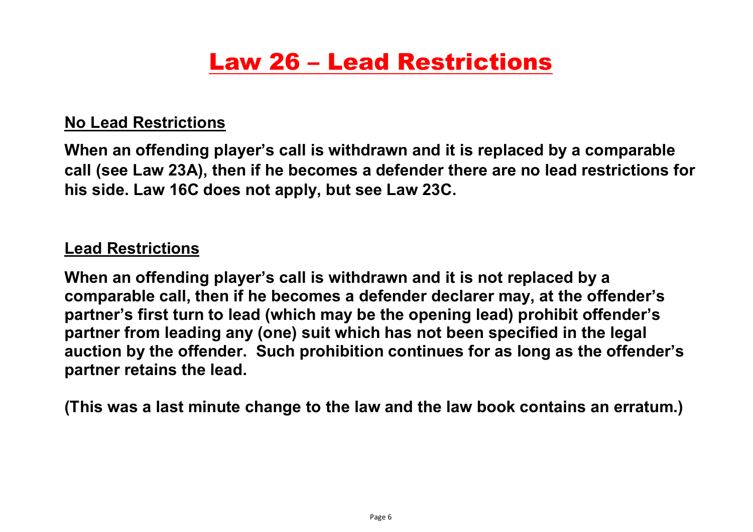# Law 26 – Lead Restrictions

## No Lead Restrictions

**When an offending player's call is withdrawn and it is replaced by a comparable call (see Law 23A), then if he becomes a defender there are no lead restrictions for his side. Law 16C does not apply, but see Law 23C.**

## Lead Restrictions

**When an offending player's call is withdrawn and it is not replaced by a comparable call, then if he becomes a defender declarer may, at the offender's partner's first turn to lead (which may be the opening lead) prohibit offender's partner from leading any (one) suit which has not been specified in the legal auction by the offender. Such prohibition continues for as long as the offender's partner retains the lead.**

**(This was a last minute change to the law and the law book contains an erratum.)**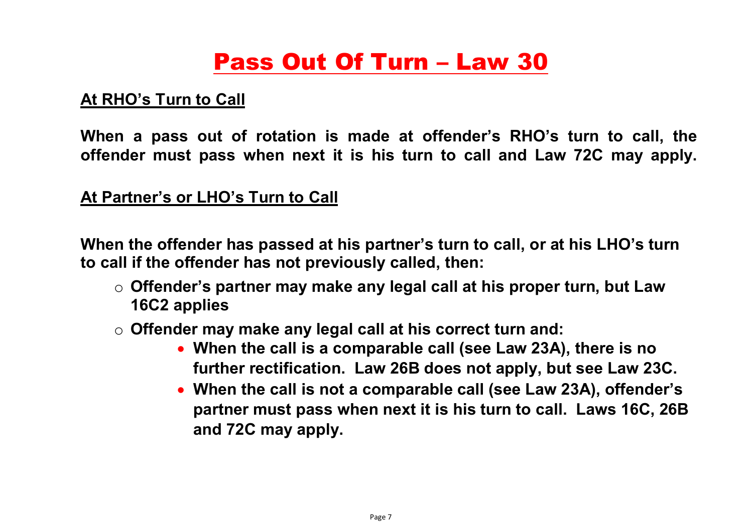# Pass Out Of Turn – Law 30

## At RHO's Turn to Call

**When a pass out of rotation is made at offender's RHO's turn to call, the offender must pass when next it is his turn to call and Law 72C may apply.**

## At Partner's or LHO's Turn to Call

**When the offender has passed at his partner's turn to call, or at his LHO's turn to call if the offender has not previously called, then:**

- **Offender's partner may make any legal call at his proper turn, but Law 16C2 applies**
- **Offender may make any legal call at his correct turn and:**
    - **When the call is a comparable call (see Law 23A), there is no further rectification. Law 26B does not apply, but see Law 23C.**
    - **When the call is not a comparable call (see Law 23A), offender's partner must pass when next it is his turn to call. Laws 16C, 26B and 72C may apply.**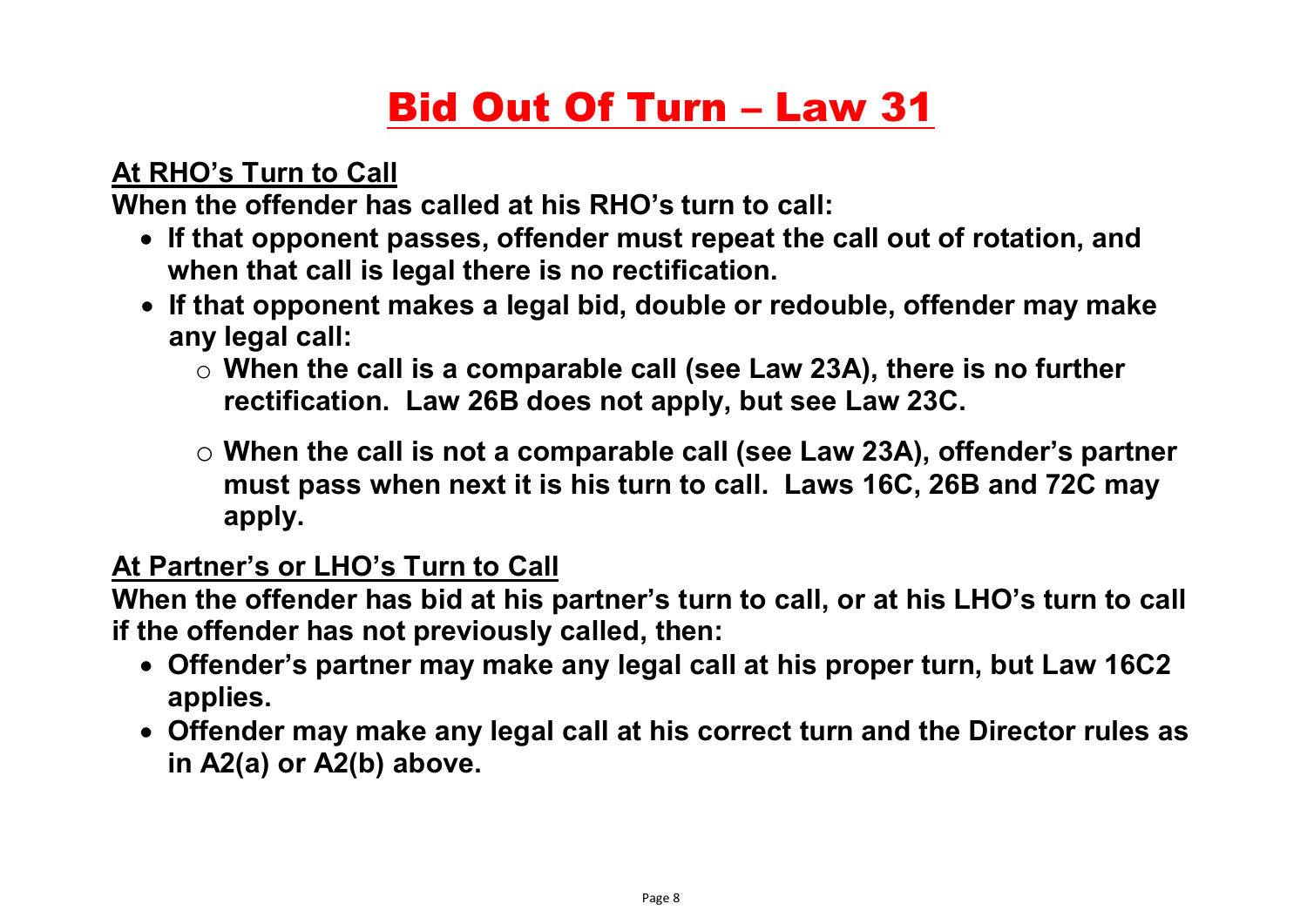# Bid Out Of Turn – Law 31

**At RHO's Turn to Call**

**When the offender has called at his RHO's turn to call:**

- **If that opponent passes, offender must repeat the call out of rotation, and when that call is legal there is no rectification.**
- **If that opponent makes a legal bid, double or redouble, offender may make any legal call:**
  - **When the call is a comparable call (see Law 23A), there is no further rectification. Law 26B does not apply, but see Law 23C.**
  - **When the call is not a comparable call (see Law 23A), offender's partner must pass when next it is his turn to call. Laws 16C, 26B and 72C may apply.**

**At Partner's or LHO's Turn to Call**

**When the offender has bid at his partner's turn to call, or at his LHO's turn to call if the offender has not previously called, then:**

- **Offender's partner may make any legal call at his proper turn, but Law 16C2 applies.**
- **Offender may make any legal call at his correct turn and the Director rules as in A2(a) or A2(b) above.**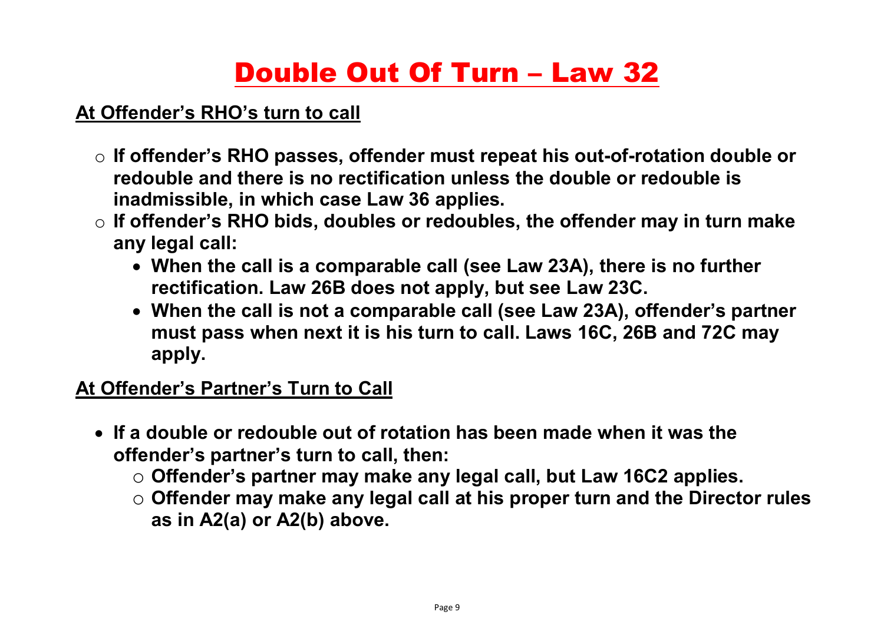# Double Out Of Turn – Law 32

## At Offender's RHO's turn to call

- If offender's RHO passes, offender must repeat his out-of-rotation double or redouble and there is no rectification unless the double or redouble is inadmissible, in which case Law 36 applies.
- If offender's RHO bids, doubles or redoubles, the offender may in turn make any legal call:
  - When the call is a comparable call (see Law 23A), there is no further rectification. Law 26B does not apply, but see Law 23C.
  - When the call is not a comparable call (see Law 23A), offender's partner must pass when next it is his turn to call. Laws 16C, 26B and 72C may apply.

## At Offender's Partner's Turn to Call

- If a double or redouble out of rotation has been made when it was the offender's partner's turn to call, then:
  - Offender's partner may make any legal call, but Law 16C2 applies.
  - Offender may make any legal call at his proper turn and the Director rules as in A2(a) or A2(b) above.